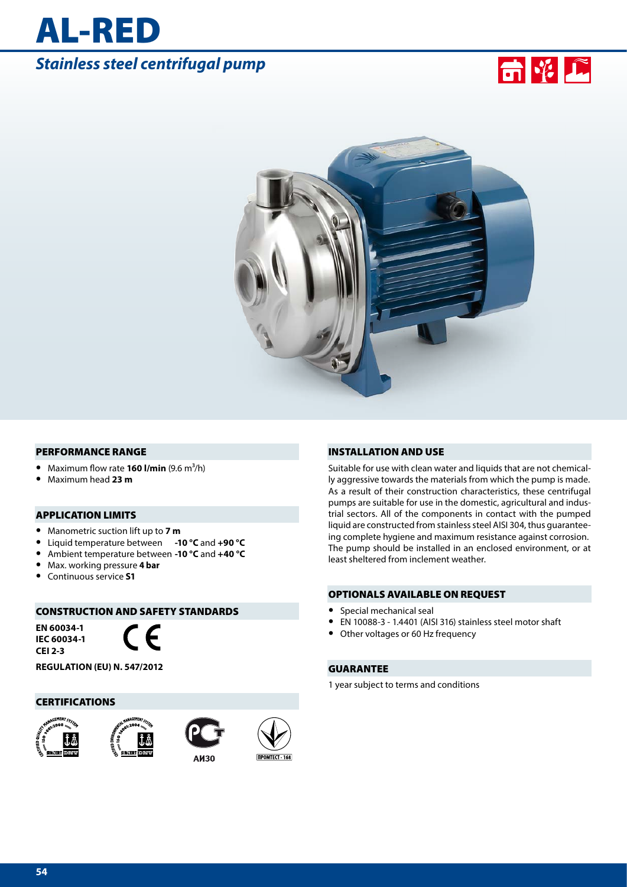# AL-RED

## *Stainless steel centrifugal pump*

### PERFORMANCE RANGE

- Maximum flow rate **160 l/min** (9.6 $m^3$/h)
- Maximum head **23 m**

### APPLICATION LIMITS

- Manometric suction lift up to **7 m**
- Liquid temperature between **-10 °C** and **+90 °C**
- Ambient temperature between **-10 °C** and **+40 °C**
- Max. working pressure **4 bar**
- Continuous service **S1**

### CONSTRUCTION AND SAFETY STANDARDS

**EN 60034-1**
**IEC 60034-1**
**CEI 2-3**

CE

**REGULATION (EU) N. 547/2012**

### CERTIFICATIONS

АИ30

ПРОМТЕСТ - 166

### INSTALLATION AND USE

Suitable for use with clean water and liquids that are not chemically aggressive towards the materials from which the pump is made. As a result of their construction characteristics, these centrifugal pumps are suitable for use in the domestic, agricultural and industrial sectors. All of the components in contact with the pumped liquid are constructed from stainless steel AISI 304, thus guaranteeing complete hygiene and maximum resistance against corrosion. The pump should be installed in an enclosed environment, or at least sheltered from inclement weather.

### OPTIONALS AVAILABLE ON REQUEST

- Special mechanical seal
- EN 10088-3 - 1.4401 (AISI 316) stainless steel motor shaft
- Other voltages or 60 Hz frequency

### GUARANTEE

1 year subject to terms and conditions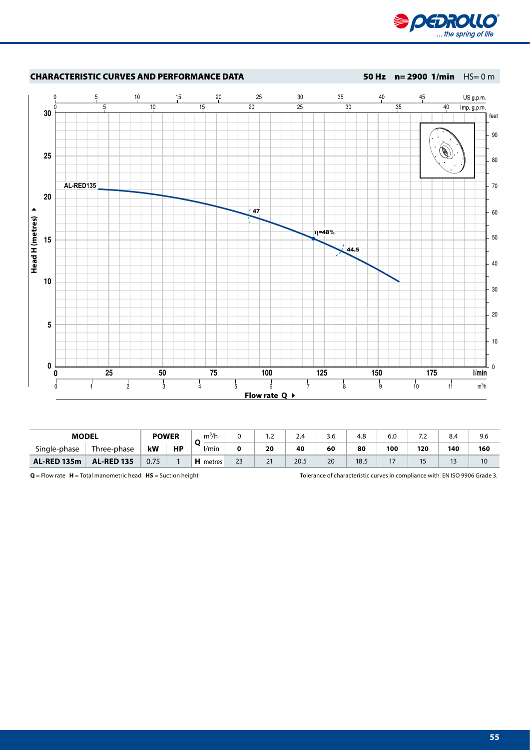## CHARACTERISTIC CURVES AND PERFORMANCE DATA

**50 Hz n= 2900 1/min** HS= 0 m

| MODEL | | POWER | | Q | m³/h | 0 | 1.2 | 2.4 | 3.6 | 4.8 | 6.0 | 7.2 | 8.4 | 9.6 |
|---|---|---|---|---|---|---|---|---|---|---|---|---|---|---|
| Single-phase | Three-phase | kW | HP | | l/min | **0** | **20** | **40** | **60** | **80** | **100** | **120** | **140** | **160** |
| **AL-RED 135m** | **AL-RED 135** | 0.75 | 1 | **H** | metres | 23 | 21 | 20.5 | 20 | 18.5 | 17 | 15 | 13 | 10 |

**Q** = Flow rate **H** = Total manometric head **HS** = Suction height

Tolerance of characteristic curves in compliance with EN ISO 9906 Grade 3.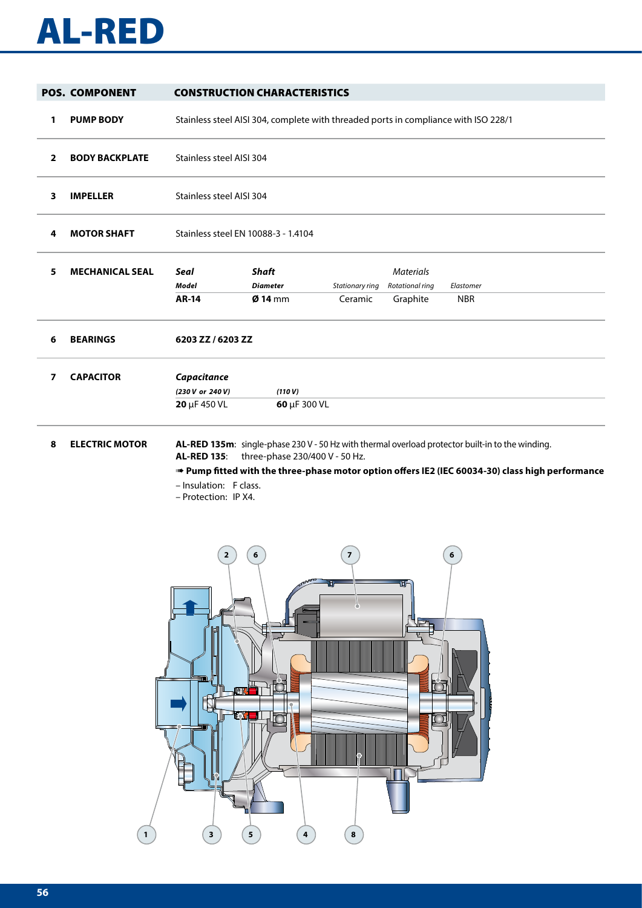# AL-RED

| POS. | COMPONENT | CONSTRUCTION CHARACTERISTICS |
|---|---|---|
| 1 | **PUMP BODY** | Stainless steel AISI 304, complete with threaded ports in compliance with ISO 228/1 |
| 2 | **BODY BACKPLATE** | Stainless steel AISI 304 |
| 3 | **IMPELLER** | Stainless steel AISI 304 |
| 4 | **MOTOR SHAFT** | Stainless steel EN 10088-3 - 1.4104 |
| 5 | **MECHANICAL SEAL** | see table below |
| 6 | **BEARINGS** | **6203 ZZ / 6203 ZZ** |
| 7 | **CAPACITOR** | see table below |
| 8 | **ELECTRIC MOTOR** | see below |

**5 MECHANICAL SEAL**

| *Seal* Model | *Shaft* Diameter | *Materials* Stationary ring | Rotational ring | Elastomer |
|---|---|---|---|---|
| **AR-14** | **Ø 14** mm | Ceramic | Graphite | NBR |

**7 CAPACITOR**

| *Capacitance* (230 V or 240 V) | (110 V) |
|---|---|
| **20** μF 450 VL | **60** μF 300 VL |

**8 ELECTRIC MOTOR**

**AL-RED 135m**: single-phase 230 V - 50 Hz with thermal overload protector built-in to the winding.
**AL-RED 135**: three-phase 230/400 V - 50 Hz.

➠ **Pump fitted with the three-phase motor option offers IE2 (IEC 60034-30) class high performance**

– Insulation: F class.
– Protection: IP X4.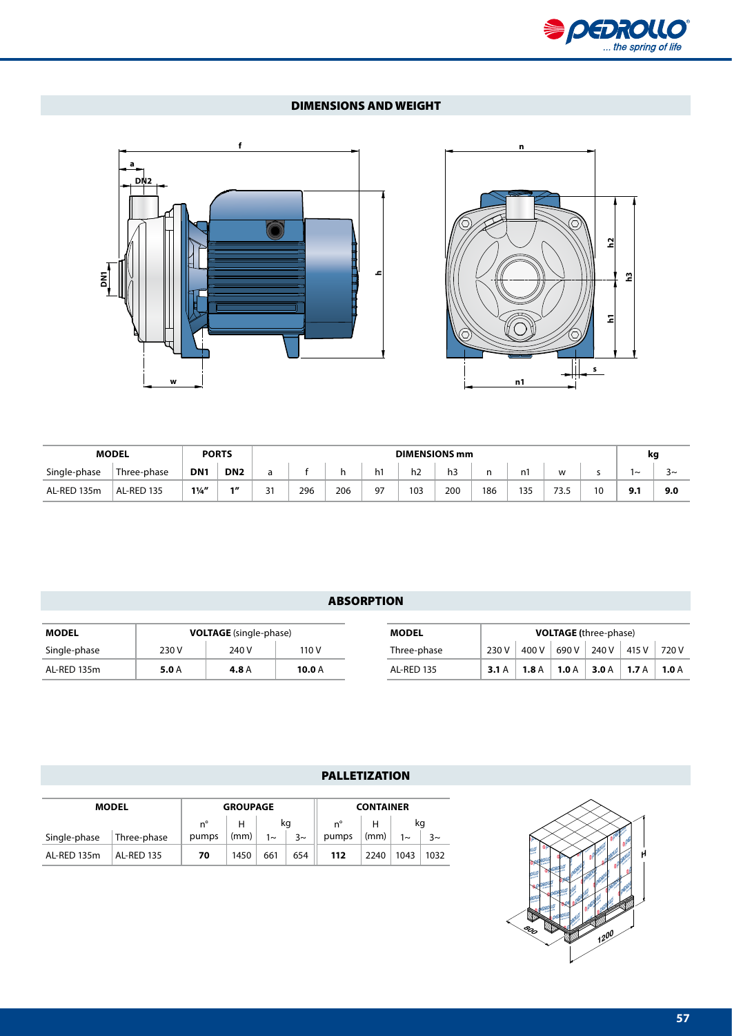## DIMENSIONS AND WEIGHT

| MODEL | | PORTS | | DIMENSIONS mm | | | | | | | | | | kg | |
|---|---|---|---|---|---|---|---|---|---|---|---|---|---|---|---|
| Single-phase | Three-phase | DN1 | DN2 | a | f | h | h1 | h2 | h3 | n | n1 | w | s | 1~ | 3~ |
| AL-RED 135m | AL-RED 135 | **1¼"** | **1"** | 31 | 296 | 206 | 97 | 103 | 200 | 186 | 135 | 73.5 | 10 | **9.1** | **9.0** |

## ABSORPTION

| MODEL | VOLTAGE (single-phase) | | |
|---|---|---|---|
| Single-phase | 230 V | 240 V | 110 V |
| AL-RED 135m | **5.0** A | **4.8** A | **10.0** A |

| MODEL | VOLTAGE (three-phase) | | | | | |
|---|---|---|---|---|---|---|
| Three-phase | 230 V | 400 V | 690 V | 240 V | 415 V | 720 V |
| AL-RED 135 | **3.1** A | **1.8** A | **1.0** A | **3.0** A | **1.7** A | **1.0** A |

## PALLETIZATION

| MODEL | | GROUPAGE | | | | CONTAINER | | | |
|---|---|---|---|---|---|---|---|---|---|
| | | n° | H | kg | | n° | H | kg | |
| Single-phase | Three-phase | pumps | (mm) | 1~ | 3~ | pumps | (mm) | 1~ | 3~ |
| AL-RED 135m | AL-RED 135 | **70** | 1450 | 661 | 654 | **112** | 2240 | 1043 | 1032 |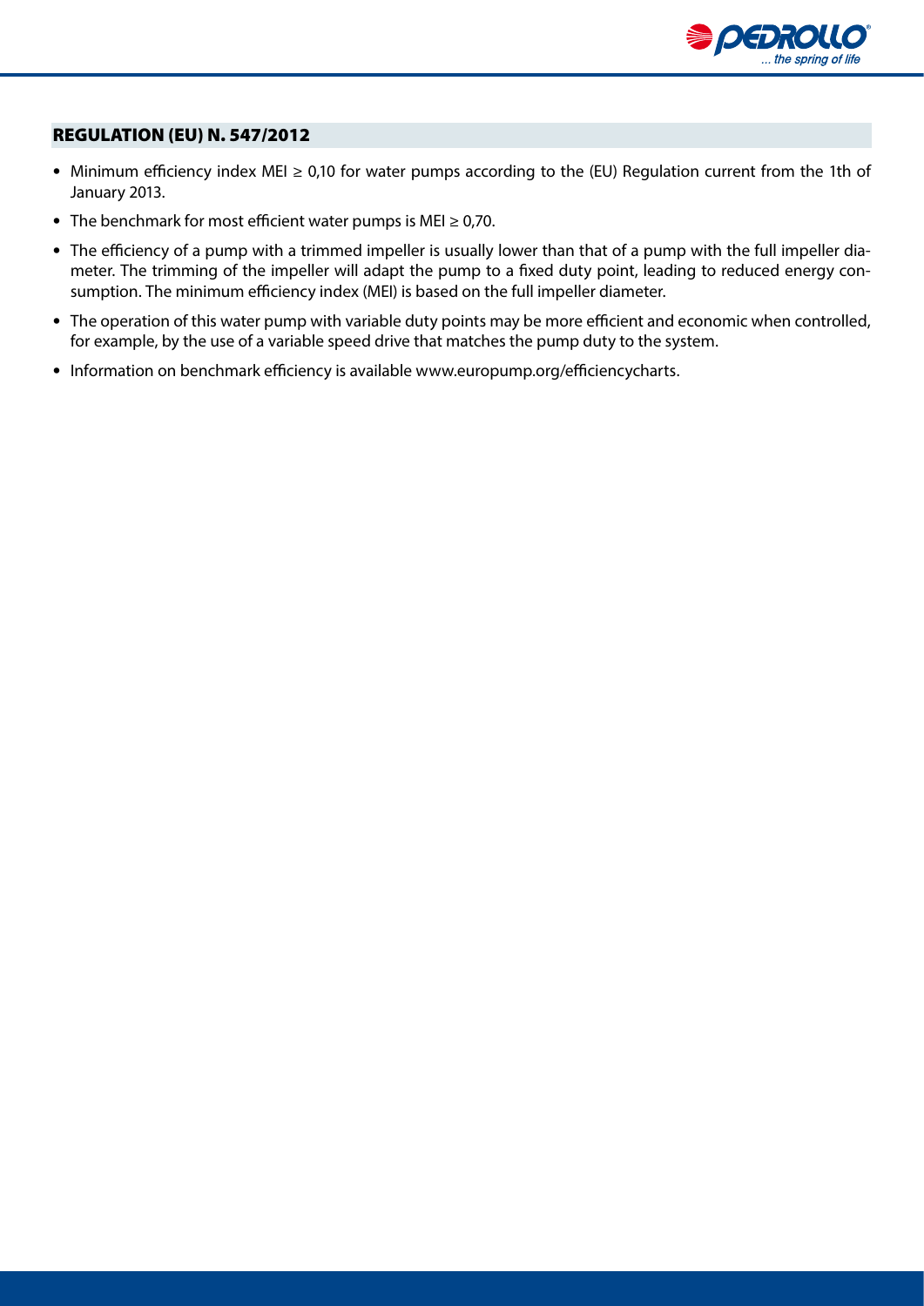## REGULATION (EU) N. 547/2012

- Minimum efficiency index MEI ≥ 0,10 for water pumps according to the (EU) Regulation current from the 1th of January 2013.
- The benchmark for most efficient water pumps is MEI ≥ 0,70.
- The efficiency of a pump with a trimmed impeller is usually lower than that of a pump with the full impeller diameter. The trimming of the impeller will adapt the pump to a fixed duty point, leading to reduced energy consumption. The minimum efficiency index (MEI) is based on the full impeller diameter.
- The operation of this water pump with variable duty points may be more efficient and economic when controlled, for example, by the use of a variable speed drive that matches the pump duty to the system.
- Information on benchmark efficiency is available www.europump.org/efficiencycharts.